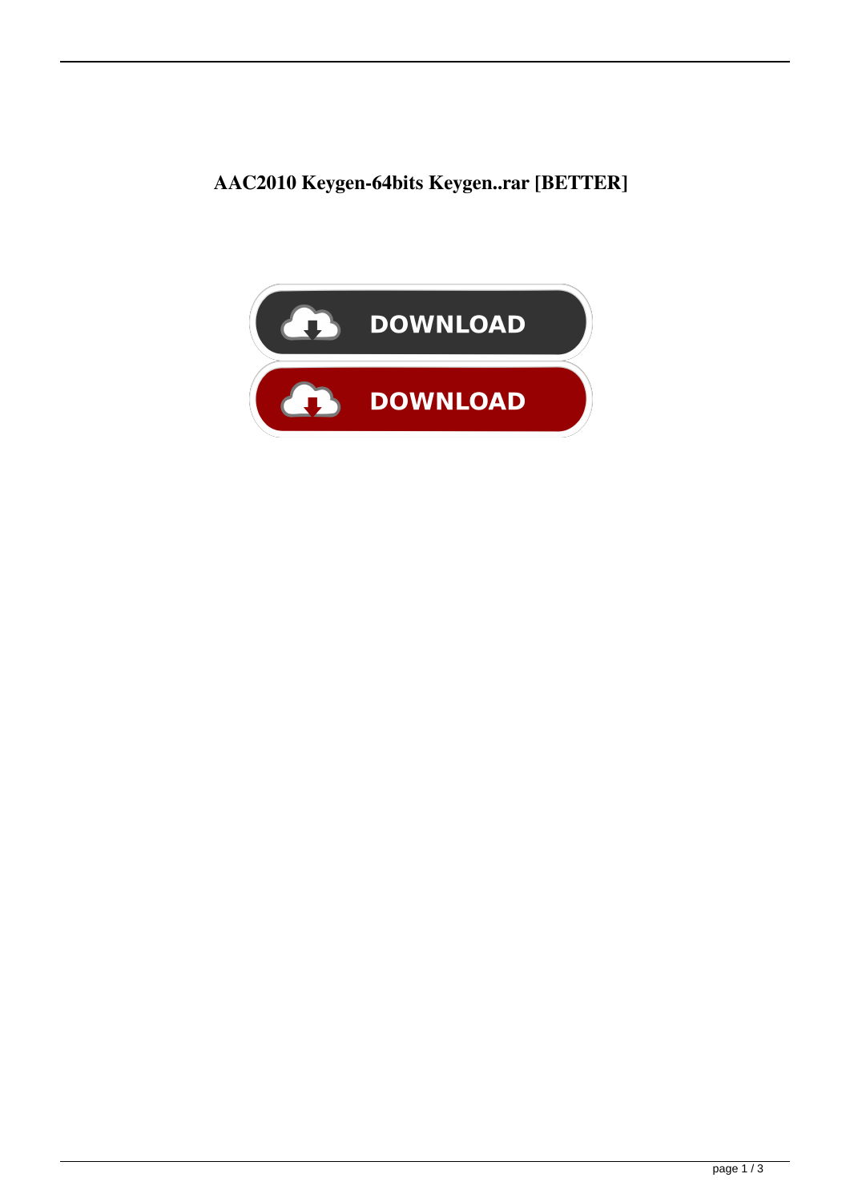# AAC2010 Keygen-64bits Keygen..rar [BETTER]

DOWNLOAD

DOWNLOAD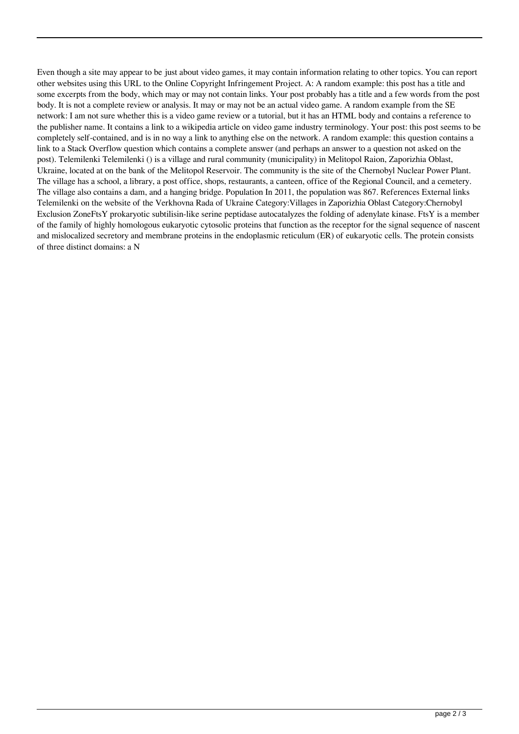Even though a site may appear to be just about video games, it may contain information relating to other topics. You can report other websites using this URL to the Online Copyright Infringement Project. A: A random example: this post has a title and some excerpts from the body, which may or may not contain links. Your post probably has a title and a few words from the post body. It is not a complete review or analysis. It may or may not be an actual video game. A random example from the SE network: I am not sure whether this is a video game review or a tutorial, but it has an HTML body and contains a reference to the publisher name. It contains a link to a wikipedia article on video game industry terminology. Your post: this post seems to be completely self-contained, and is in no way a link to anything else on the network. A random example: this question contains a link to a Stack Overflow question which contains a complete answer (and perhaps an answer to a question not asked on the post). Telemilenki Telemilenki () is a village and rural community (municipality) in Melitopol Raion, Zaporizhia Oblast, Ukraine, located at on the bank of the Melitopol Reservoir. The community is the site of the Chernobyl Nuclear Power Plant. The village has a school, a library, a post office, shops, restaurants, a canteen, office of the Regional Council, and a cemetery. The village also contains a dam, and a hanging bridge. Population In 2011, the population was 867. References External links Telemilenki on the website of the Verkhovna Rada of Ukraine Category:Villages in Zaporizhia Oblast Category:Chernobyl Exclusion ZoneFtsY prokaryotic subtilisin-like serine peptidase autocatalyzes the folding of adenylate kinase. FtsY is a member of the family of highly homologous eukaryotic cytosolic proteins that function as the receptor for the signal sequence of nascent and mislocalized secretory and membrane proteins in the endoplasmic reticulum (ER) of eukaryotic cells. The protein consists of three distinct domains: a N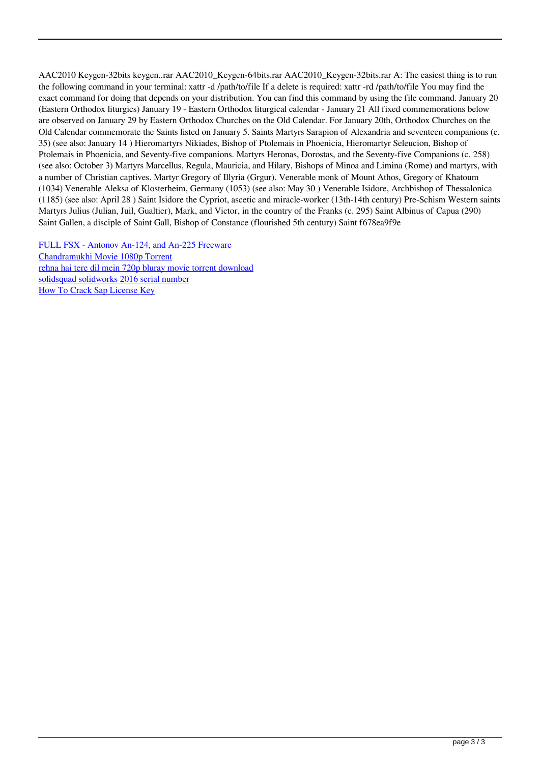AAC2010 Keygen-32bits keygen..rar AAC2010_Keygen-64bits.rar AAC2010_Keygen-32bits.rar A: The easiest thing is to run the following command in your terminal: xattr -d /path/to/file If a delete is required: xattr -rd /path/to/file You may find the exact command for doing that depends on your distribution. You can find this command by using the file command. January 20 (Eastern Orthodox liturgics) January 19 - Eastern Orthodox liturgical calendar - January 21 All fixed commemorations below are observed on January 29 by Eastern Orthodox Churches on the Old Calendar. For January 20th, Orthodox Churches on the Old Calendar commemorate the Saints listed on January 5. Saints Martyrs Sarapion of Alexandria and seventeen companions (c. 35) (see also: January 14 ) Hieromartyrs Nikiades, Bishop of Ptolemais in Phoenicia, Hieromartyr Seleucion, Bishop of Ptolemais in Phoenicia, and Seventy-five companions. Martyrs Heronas, Dorostas, and the Seventy-five Companions (c. 258) (see also: October 3) Martyrs Marcellus, Regula, Mauricia, and Hilary, Bishops of Minoa and Limina (Rome) and martyrs, with a number of Christian captives. Martyr Gregory of Illyria (Grgur). Venerable monk of Mount Athos, Gregory of Khatoum (1034) Venerable Aleksa of Klosterheim, Germany (1053) (see also: May 30 ) Venerable Isidore, Archbishop of Thessalonica (1185) (see also: April 28 ) Saint Isidore the Cypriot, ascetic and miracle-worker (13th-14th century) Pre-Schism Western saints Martyrs Julius (Julian, Juil, Gualtier), Mark, and Victor, in the country of the Franks (c. 295) Saint Albinus of Capua (290) Saint Gallen, a disciple of Saint Gall, Bishop of Constance (flourished 5th century) Saint f678ea9f9e

FULL FSX - Antonov An-124, and An-225 Freeware
Chandramukhi Movie 1080p Torrent
rehna hai tere dil mein 720p bluray movie torrent download
solidsquad solidworks 2016 serial number
How To Crack Sap License Key